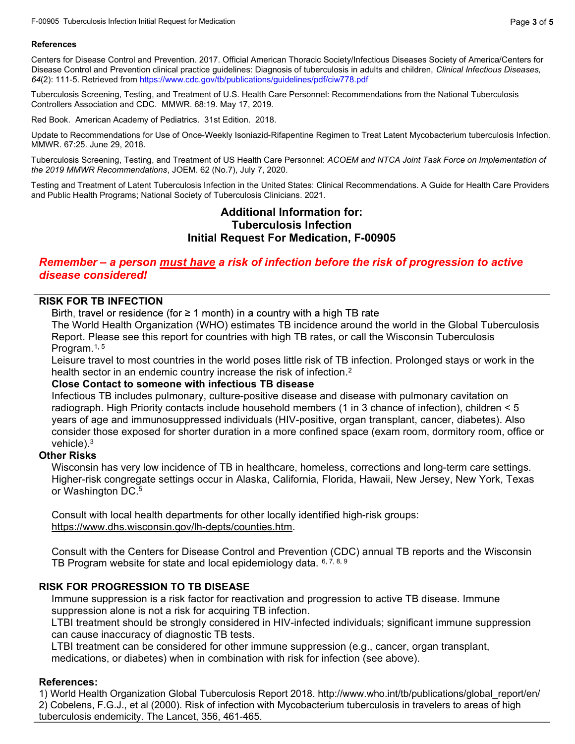**References**

Centers for Disease Control and Prevention. 2017. Official American Thoracic Society/Infectious Diseases Society of America/Centers for Disease Control and Prevention clinical practice guidelines: Diagnosis of tuberculosis in adults and children, *Clinical Infectious Diseases, 64*(2): 111-5. Retrieved from https://www.cdc.gov/tb/publications/guidelines/pdf/ciw778.pdf

Tuberculosis Screening, Testing, and Treatment of U.S. Health Care Personnel: Recommendations from the National Tuberculosis Controllers Association and CDC. MMWR. 68:19. May 17, 2019.

Red Book. American Academy of Pediatrics. 31st Edition. 2018.

Update to Recommendations for Use of Once-Weekly Isoniazid-Rifapentine Regimen to Treat Latent Mycobacterium tuberculosis Infection. MMWR. 67:25. June 29, 2018.

Tuberculosis Screening, Testing, and Treatment of US Health Care Personnel: *ACOEM and NTCA Joint Task Force on Implementation of the 2019 MMWR Recommendations*, JOEM. 62 (No.7), July 7, 2020.

Testing and Treatment of Latent Tuberculosis Infection in the United States: Clinical Recommendations. A Guide for Health Care Providers and Public Health Programs; National Society of Tuberculosis Clinicians. 2021.

## Additional Information for: Tuberculosis Infection Initial Request For Medication, F-00905

***Remember – a person must have a risk of infection before the risk of progression to active disease considered!***

### RISK FOR TB INFECTION

Birth, travel or residence (for ≥ 1 month) in a country with a high TB rate

The World Health Organization (WHO) estimates TB incidence around the world in the Global Tuberculosis Report. Please see this report for countries with high TB rates, or call the Wisconsin Tuberculosis Program.[1, 5]

Leisure travel to most countries in the world poses little risk of TB infection. Prolonged stays or work in the health sector in an endemic country increase the risk of infection.[2]

**Close Contact to someone with infectious TB disease**

Infectious TB includes pulmonary, culture-positive disease and disease with pulmonary cavitation on radiograph. High Priority contacts include household members (1 in 3 chance of infection), children < 5 years of age and immunosuppressed individuals (HIV-positive, organ transplant, cancer, diabetes). Also consider those exposed for shorter duration in a more confined space (exam room, dormitory room, office or vehicle).[3]

**Other Risks**

Wisconsin has very low incidence of TB in healthcare, homeless, corrections and long-term care settings. Higher-risk congregate settings occur in Alaska, California, Florida, Hawaii, New Jersey, New York, Texas or Washington DC.[5]

Consult with local health departments for other locally identified high-risk groups: https://www.dhs.wisconsin.gov/lh-depts/counties.htm.

Consult with the Centers for Disease Control and Prevention (CDC) annual TB reports and the Wisconsin TB Program website for state and local epidemiology data. [6, 7, 8, 9]

### RISK FOR PROGRESSION TO TB DISEASE

Immune suppression is a risk factor for reactivation and progression to active TB disease. Immune suppression alone is not a risk for acquiring TB infection.

LTBI treatment should be strongly considered in HIV-infected individuals; significant immune suppression can cause inaccuracy of diagnostic TB tests.

LTBI treatment can be considered for other immune suppression (e.g., cancer, organ transplant, medications, or diabetes) when in combination with risk for infection (see above).

**References:**

1) World Health Organization Global Tuberculosis Report 2018. http://www.who.int/tb/publications/global_report/en/
2) Cobelens, F.G.J., et al (2000). Risk of infection with Mycobacterium tuberculosis in travelers to areas of high tuberculosis endemicity. The Lancet, 356, 461-465.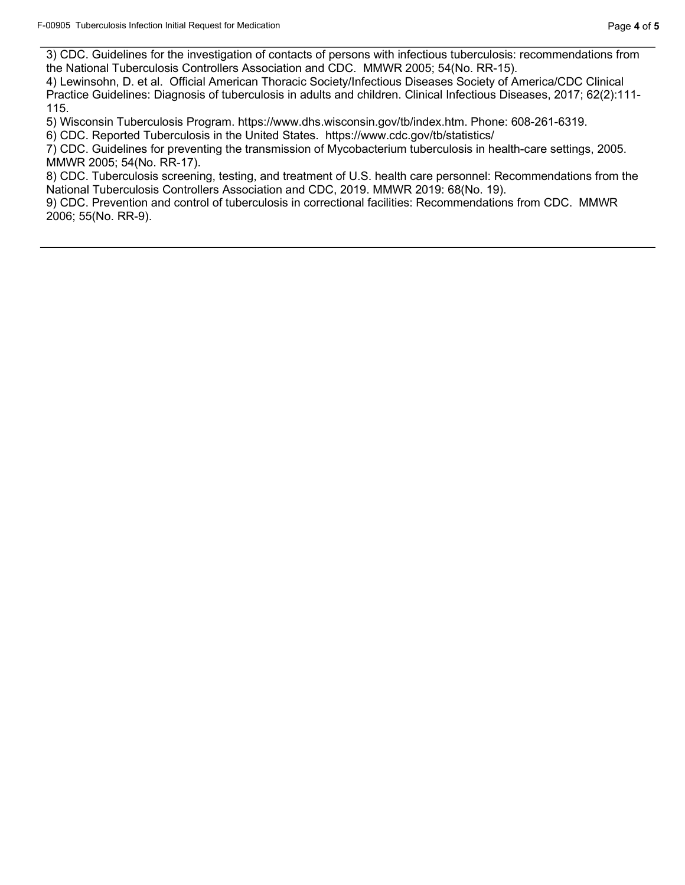3) CDC. Guidelines for the investigation of contacts of persons with infectious tuberculosis: recommendations from the National Tuberculosis Controllers Association and CDC. MMWR 2005; 54(No. RR-15).

4) Lewinsohn, D. et al. Official American Thoracic Society/Infectious Diseases Society of America/CDC Clinical Practice Guidelines: Diagnosis of tuberculosis in adults and children. Clinical Infectious Diseases, 2017; 62(2):111-115.

5) Wisconsin Tuberculosis Program. https://www.dhs.wisconsin.gov/tb/index.htm. Phone: 608-261-6319.

6) CDC. Reported Tuberculosis in the United States. https://www.cdc.gov/tb/statistics/

7) CDC. Guidelines for preventing the transmission of Mycobacterium tuberculosis in health-care settings, 2005. MMWR 2005; 54(No. RR-17).

8) CDC. Tuberculosis screening, testing, and treatment of U.S. health care personnel: Recommendations from the National Tuberculosis Controllers Association and CDC, 2019. MMWR 2019: 68(No. 19).

9) CDC. Prevention and control of tuberculosis in correctional facilities: Recommendations from CDC. MMWR 2006; 55(No. RR-9).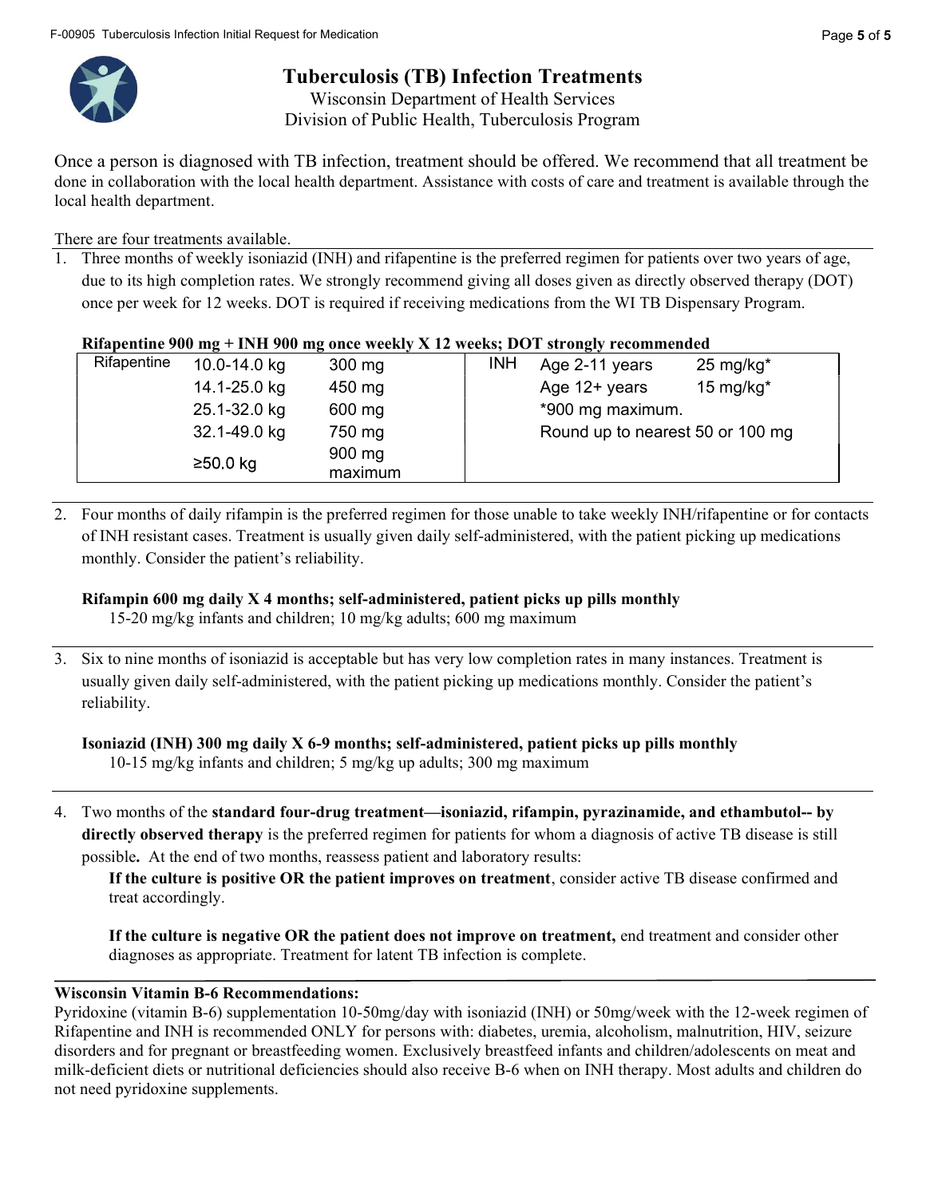# Tuberculosis (TB) Infection Treatments

Wisconsin Department of Health Services
Division of Public Health, Tuberculosis Program

Once a person is diagnosed with TB infection, treatment should be offered. We recommend that all treatment be done in collaboration with the local health department. Assistance with costs of care and treatment is available through the local health department.

There are four treatments available.

1. Three months of weekly isoniazid (INH) and rifapentine is the preferred regimen for patients over two years of age, due to its high completion rates. We strongly recommend giving all doses given as directly observed therapy (DOT) once per week for 12 weeks. DOT is required if receiving medications from the WI TB Dispensary Program.

   **Rifapentine 900 mg + INH 900 mg once weekly X 12 weeks; DOT strongly recommended**

| | | | | | |
|---|---|---|---|---|---|
| Rifapentine | 10.0-14.0 kg | 300 mg | INH | Age 2-11 years | 25 mg/kg* |
| | 14.1-25.0 kg | 450 mg | | Age 12+ years | 15 mg/kg* |
| | 25.1-32.0 kg | 600 mg | | *900 mg maximum. | |
| | 32.1-49.0 kg | 750 mg | | Round up to nearest 50 or 100 mg | |
| | ≥50.0 kg | 900 mg maximum | | | |

2. Four months of daily rifampin is the preferred regimen for those unable to take weekly INH/rifapentine or for contacts of INH resistant cases. Treatment is usually given daily self-administered, with the patient picking up medications monthly. Consider the patient's reliability.

   **Rifampin 600 mg daily X 4 months; self-administered, patient picks up pills monthly**
   15-20 mg/kg infants and children; 10 mg/kg adults; 600 mg maximum

3. Six to nine months of isoniazid is acceptable but has very low completion rates in many instances. Treatment is usually given daily self-administered, with the patient picking up medications monthly. Consider the patient's reliability.

   **Isoniazid (INH) 300 mg daily X 6-9 months; self-administered, patient picks up pills monthly**
   10-15 mg/kg infants and children; 5 mg/kg up adults; 300 mg maximum

4. Two months of the **standard four-drug treatment—isoniazid, rifampin, pyrazinamide, and ethambutol-- by directly observed therapy** is the preferred regimen for patients for whom a diagnosis of active TB disease is still possible**.** At the end of two months, reassess patient and laboratory results:

   **If the culture is positive OR the patient improves on treatment**, consider active TB disease confirmed and treat accordingly.

   **If the culture is negative OR the patient does not improve on treatment,** end treatment and consider other diagnoses as appropriate. Treatment for latent TB infection is complete.

**Wisconsin Vitamin B-6 Recommendations:**

Pyridoxine (vitamin B-6) supplementation 10-50mg/day with isoniazid (INH) or 50mg/week with the 12-week regimen of Rifapentine and INH is recommended ONLY for persons with: diabetes, uremia, alcoholism, malnutrition, HIV, seizure disorders and for pregnant or breastfeeding women. Exclusively breastfeed infants and children/adolescents on meat and milk-deficient diets or nutritional deficiencies should also receive B-6 when on INH therapy. Most adults and children do not need pyridoxine supplements.